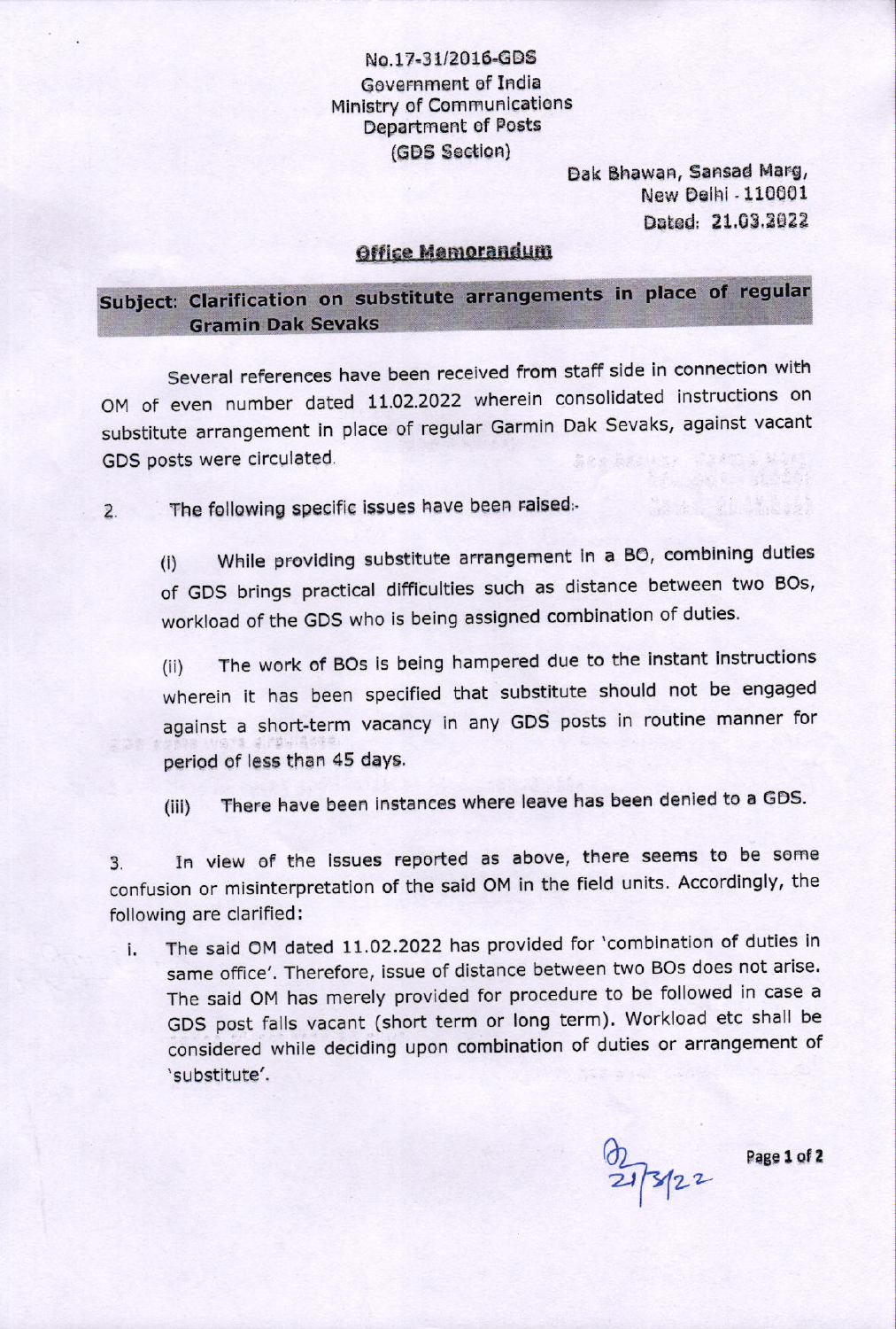No.17-31/2016-GDS

Government of India

Ministry of Communications

Department of Posts

(GDS Section)

Dak Bhawan, Sansad Marg,

New Delhi - 110001

Dated: 21.03.2022

## Office Memorandum

**Subject: Clarification on substitute arrangements in place of regular Gramin Dak Sevaks**

Several references have been received from staff side in connection with OM of even number dated 11.02.2022 wherein consolidated instructions on substitute arrangement in place of regular Garmin Dak Sevaks, against vacant GDS posts were circulated.

2. The following specific issues have been raised:-

(i) While providing substitute arrangement in a BO, combining duties of GDS brings practical difficulties such as distance between two BOs, workload of the GDS who is being assigned combination of duties.

(ii) The work of BOs is being hampered due to the instant instructions wherein it has been specified that substitute should not be engaged against a short-term vacancy in any GDS posts in routine manner for period of less than 45 days.

(iii) There have been instances where leave has been denied to a GDS.

3. In view of the issues reported as above, there seems to be some confusion or misinterpretation of the said OM in the field units. Accordingly, the following are clarified:

i. The said OM dated 11.02.2022 has provided for 'combination of duties in same office'. Therefore, issue of distance between two BOs does not arise. The said OM has merely provided for procedure to be followed in case a GDS post falls vacant (short term or long term). Workload etc shall be considered while deciding upon combination of duties or arrangement of 'substitute'.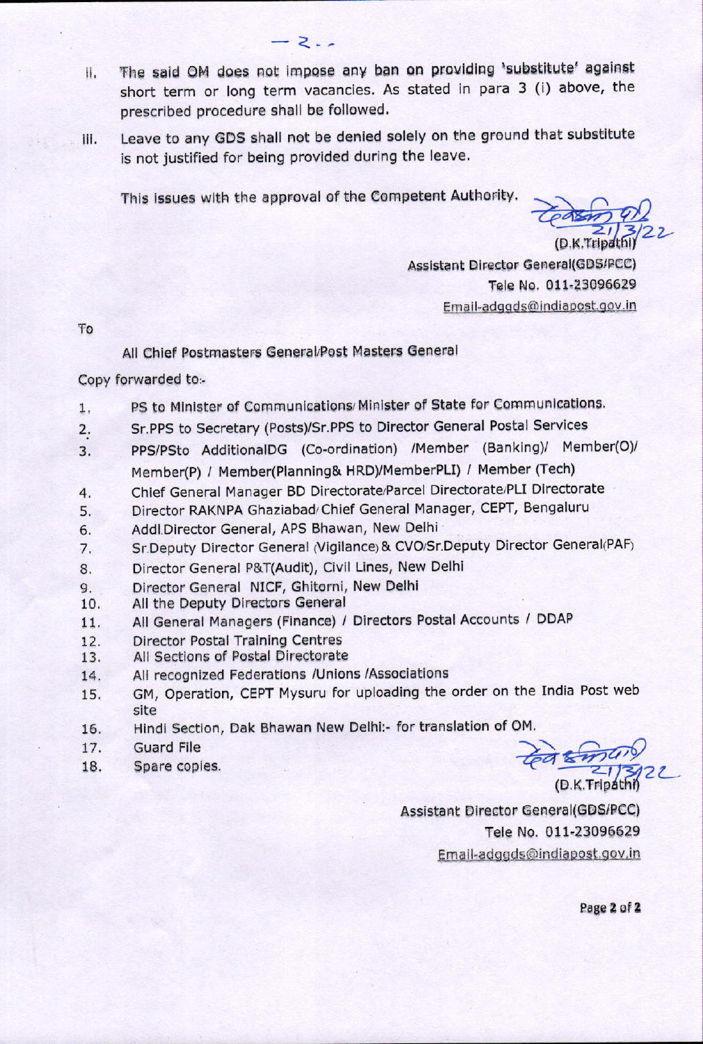ii. The said OM does not impose any ban on providing 'substitute' against short term or long term vacancies. As stated in para 3 (i) above, the prescribed procedure shall be followed.

iii. Leave to any GDS shall not be denied solely on the ground that substitute is not justified for being provided during the leave.

This issues with the approval of the Competent Authority.

21/3/22

(D.K.Tripathi)
Assistant Director General(GDS/PCC)
Tele No. 011-23096629
Email-adggds@indiapost.gov.in

To

All Chief Postmasters General/Post Masters General

Copy forwarded to:-

1. PS to Minister of Communications/Minister of State for Communications.
2. Sr.PPS to Secretary (Posts)/Sr.PPS to Director General Postal Services
3. PPS/PSto AdditionalDG (Co-ordination) /Member (Banking)/ Member(O)/ Member(P) / Member(Planning& HRD)/MemberPLI) / Member (Tech)
4. Chief General Manager BD Directorate/Parcel Directorate/PLI Directorate
5. Director RAKNPA Ghaziabad/Chief General Manager, CEPT, Bengaluru
6. Addl.Director General, APS Bhawan, New Delhi
7. Sr.Deputy Director General (Vigilance) & CVO/Sr.Deputy Director General(PAF)
8. Director General P&T(Audit), Civil Lines, New Delhi
9. Director General NICF, Ghitorni, New Delhi
10. All the Deputy Directors General
11. All General Managers (Finance) / Directors Postal Accounts / DDAP
12. Director Postal Training Centres
13. All Sections of Postal Directorate
14. All recognized Federations /Unions /Associations
15. GM, Operation, CEPT Mysuru for uploading the order on the India Post web site
16. Hindi Section, Dak Bhawan New Delhi:- for translation of OM.
17. Guard File
18. Spare copies.

21/3/22

(D.K.Tripathi)
Assistant Director General(GDS/PCC)
Tele No. 011-23096629
Email-adggds@indiapost.gov.in